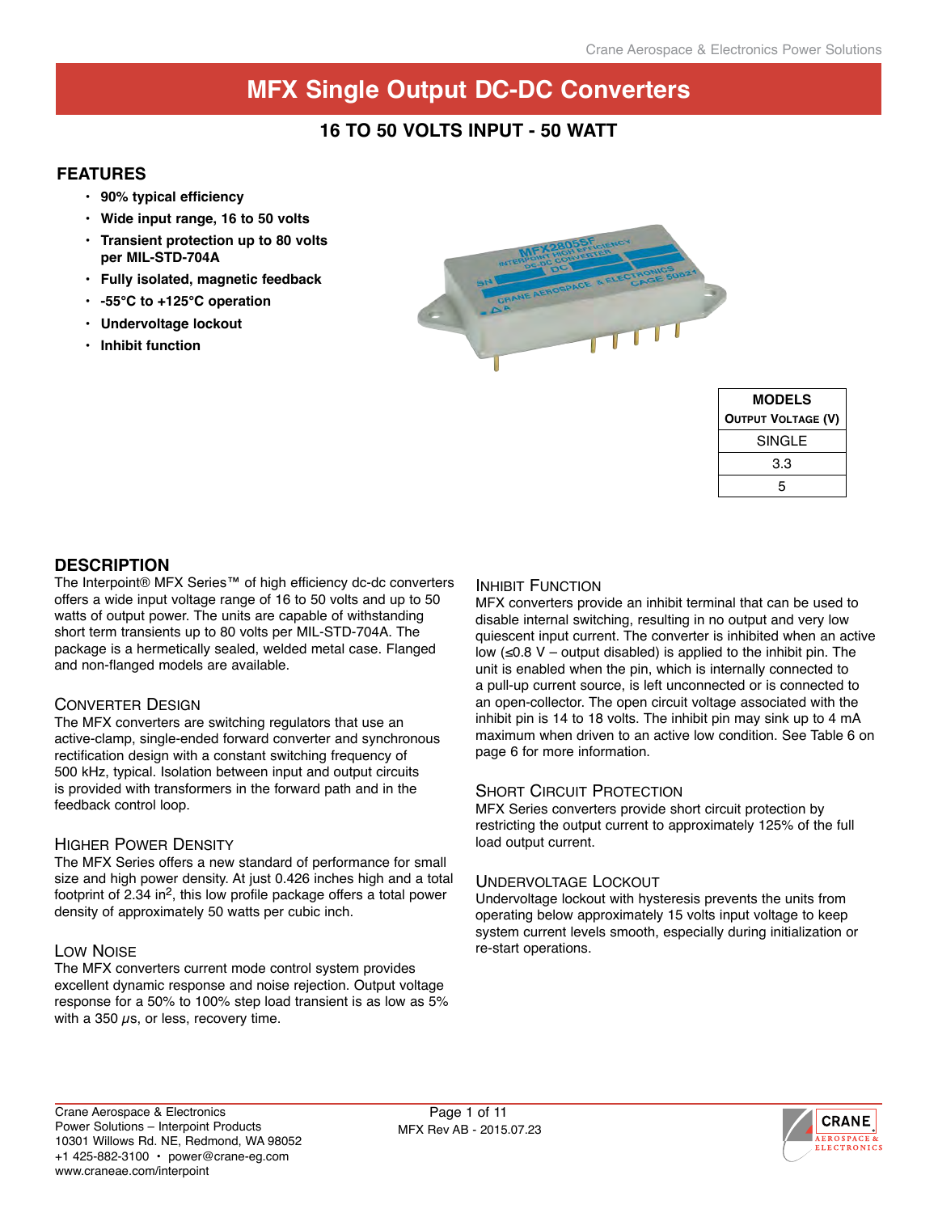# MFX Single Output DC-DC Converters

## 16 TO 50 VOLTS INPUT - 50 WATT

### FEATURES

- **90% typical efficiency**
- **Wide input range, 16 to 50 volts**
- **Transient protection up to 80 volts per MIL-STD-704A**
- **Fully isolated, magnetic feedback**
- **-55°C to +125°C operation**
- **Undervoltage lockout**
- **Inhibit function**

| MODELS |
|---|
| OUTPUT VOLTAGE (V) |
| SINGLE |
| 3.3 |
| 5 |

### DESCRIPTION

The Interpoint® MFX Series™ of high efficiency dc-dc converters offers a wide input voltage range of 16 to 50 volts and up to 50 watts of output power. The units are capable of withstanding short term transients up to 80 volts per MIL-STD-704A. The package is a hermetically sealed, welded metal case. Flanged and non-flanged models are available.

#### Converter Design

The MFX converters are switching regulators that use an active-clamp, single-ended forward converter and synchronous rectification design with a constant switching frequency of 500 kHz, typical. Isolation between input and output circuits is provided with transformers in the forward path and in the feedback control loop.

#### Higher Power Density

The MFX Series offers a new standard of performance for small size and high power density. At just 0.426 inches high and a total footprint of 2.34 in$^2$, this low profile package offers a total power density of approximately 50 watts per cubic inch.

#### Low Noise

The MFX converters current mode control system provides excellent dynamic response and noise rejection. Output voltage response for a 50% to 100% step load transient is as low as 5% with a 350 $\mu$s, or less, recovery time.

#### Inhibit Function

MFX converters provide an inhibit terminal that can be used to disable internal switching, resulting in no output and very low quiescent input current. The converter is inhibited when an active low (≤0.8 V – output disabled) is applied to the inhibit pin. The unit is enabled when the pin, which is internally connected to a pull-up current source, is left unconnected or is connected to an open-collector. The open circuit voltage associated with the inhibit pin is 14 to 18 volts. The inhibit pin may sink up to 4 mA maximum when driven to an active low condition. See Table 6 on page 6 for more information.

#### Short Circuit Protection

MFX Series converters provide short circuit protection by restricting the output current to approximately 125% of the full load output current.

#### Undervoltage Lockout

Undervoltage lockout with hysteresis prevents the units from operating below approximately 15 volts input voltage to keep system current levels smooth, especially during initialization or re-start operations.

Crane Aerospace & Electronics
Power Solutions – Interpoint Products
10301 Willows Rd. NE, Redmond, WA 98052
+1 425-882-3100 • power@crane-eg.com
www.craneae.com/interpoint

MFX Rev AB - 2015.07.23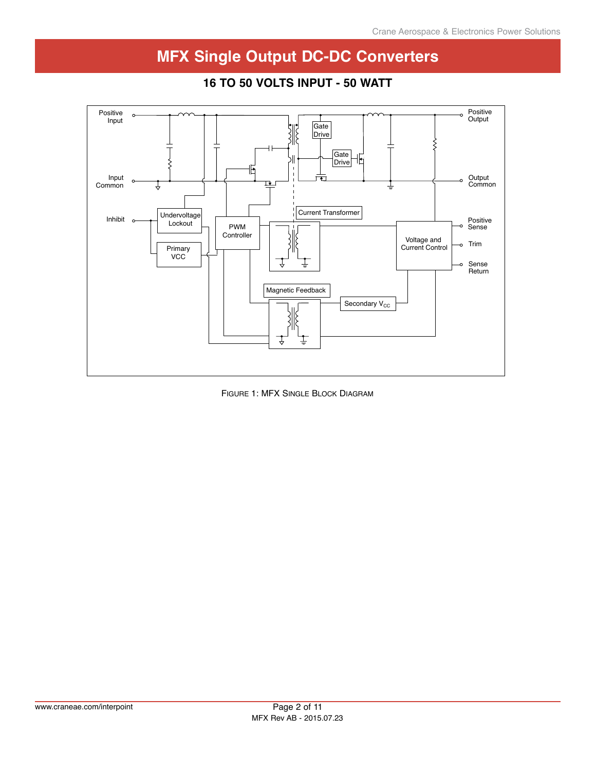# MFX Single Output DC-DC Converters

## 16 TO 50 VOLTS INPUT - 50 WATT

Positive Input

Input Common

Inhibit

Undervoltage Lockout

Primary VCC

PWM Controller

Gate Drive

Gate Drive

Current Transformer

Magnetic Feedback

Secondary $V_{CC}$

Voltage and Current Control

Positive Output

Output Common

Positive Sense

Trim

Sense Return

FIGURE 1: MFX SINGLE BLOCK DIAGRAM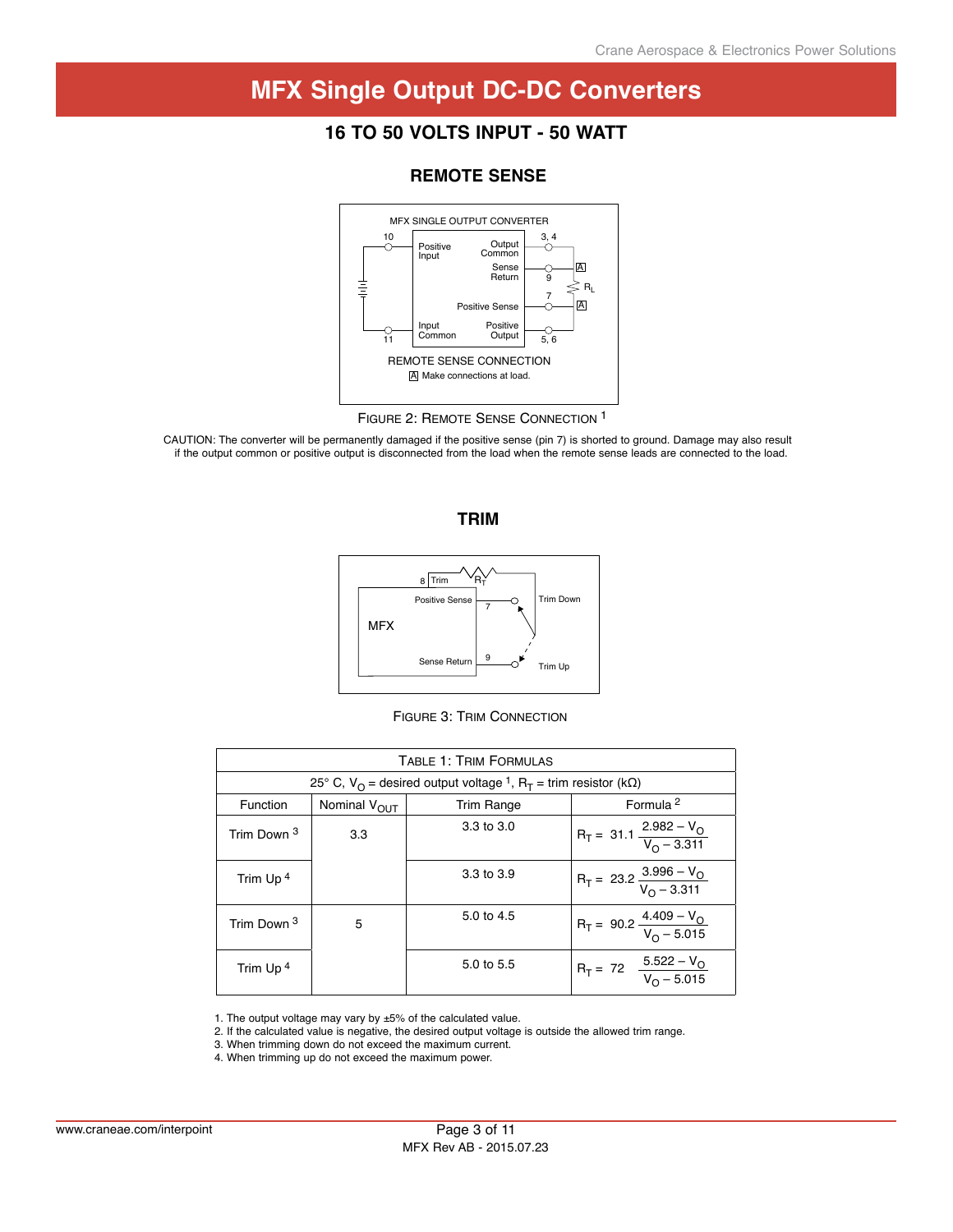# MFX Single Output DC-DC Converters

## 16 TO 50 VOLTS INPUT - 50 WATT

### REMOTE SENSE

MFX SINGLE OUTPUT CONVERTER

REMOTE SENSE CONNECTION

A Make connections at load.

FIGURE 2: REMOTE SENSE CONNECTION [1]

CAUTION: The converter will be permanently damaged if the positive sense (pin 7) is shorted to ground. Damage may also result if the output common or positive output is disconnected from the load when the remote sense leads are connected to the load.

### TRIM

FIGURE 3: TRIM CONNECTION

| TABLE 1: TRIM FORMULAS | | | |
|---|---|---|---|
| 25° C, $V_O$ = desired output voltage [1], $R_T$ = trim resistor (kΩ) | | | |
| Function | Nominal $V_{OUT}$ | Trim Range | Formula [2] |
| Trim Down [3] | 3.3 | 3.3 to 3.0 | $R_T = 31.1 \frac{2.982 - V_O}{V_O - 3.311}$ |
| Trim Up [4] | | 3.3 to 3.9 | $R_T = 23.2 \frac{3.996 - V_O}{V_O - 3.311}$ |
| Trim Down [3] | 5 | 5.0 to 4.5 | $R_T = 90.2 \frac{4.409 - V_O}{V_O - 5.015}$ |
| Trim Up [4] | | 5.0 to 5.5 | $R_T = 72 \frac{5.522 - V_O}{V_O - 5.015}$ |

1. The output voltage may vary by ±5% of the calculated value.
2. If the calculated value is negative, the desired output voltage is outside the allowed trim range.
3. When trimming down do not exceed the maximum current.
4. When trimming up do not exceed the maximum power.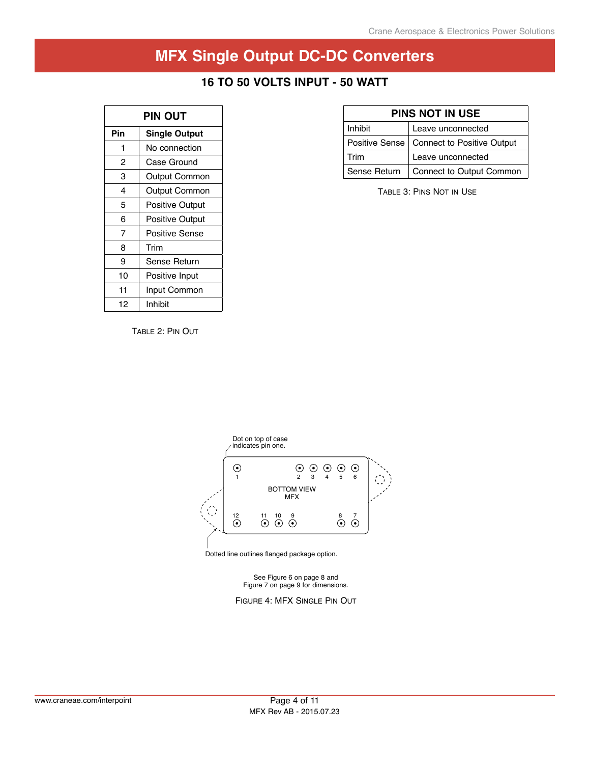# MFX Single Output DC-DC Converters

## 16 TO 50 VOLTS INPUT - 50 WATT

| PIN OUT | |
|---|---|
| **Pin** | **Single Output** |
| 1 | No connection |
| 2 | Case Ground |
| 3 | Output Common |
| 4 | Output Common |
| 5 | Positive Output |
| 6 | Positive Output |
| 7 | Positive Sense |
| 8 | Trim |
| 9 | Sense Return |
| 10 | Positive Input |
| 11 | Input Common |
| 12 | Inhibit |

TABLE 2: PIN OUT

| PINS NOT IN USE | |
|---|---|
| Inhibit | Leave unconnected |
| Positive Sense | Connect to Positive Output |
| Trim | Leave unconnected |
| Sense Return | Connect to Output Common |

TABLE 3: PINS NOT IN USE

Dot on top of case indicates pin one.

BOTTOM VIEW MFX

Dotted line outlines flanged package option.

See Figure 6 on page 8 and Figure 7 on page 9 for dimensions.

FIGURE 4: MFX SINGLE PIN OUT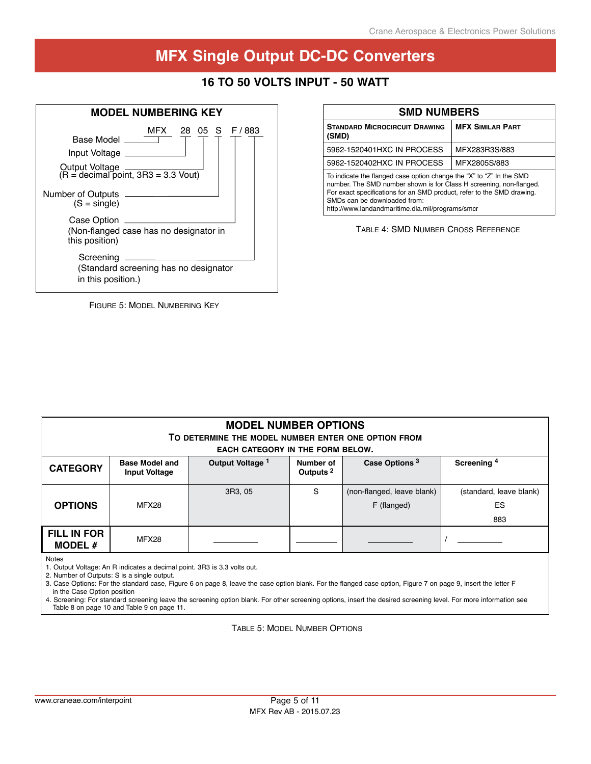# MFX Single Output DC-DC Converters

## 16 TO 50 VOLTS INPUT - 50 WATT

### MODEL NUMBERING KEY

MFX 28 05 S F / 883

- Base Model — MFX
- Input Voltage — 28
- Output Voltage (R = decimal point, 3R3 = 3.3 Vout) — 05
- Number of Outputs (S = single) — S
- Case Option (Non-flanged case has no designator in this position) — F
- Screening (Standard screening has no designator in this position.) — 883

Figure 5: Model Numbering Key

### SMD NUMBERS

| Standard Microcircuit Drawing (SMD) | MFX Similar Part |
|---|---|
| 5962-1520401HXC IN PROCESS | MFX283R3S/883 |
| 5962-1520402HXC IN PROCESS | MFX2805S/883 |

To indicate the flanged case option change the "X" to "Z" In the SMD number. The SMD number shown is for Class H screening, non-flanged. For exact specifications for an SMD product, refer to the SMD drawing. SMDs can be downloaded from: http://www.landandmaritime.dla.mil/programs/smcr

Table 4: SMD Number Cross Reference

### MODEL NUMBER OPTIONS

**To determine the model number enter one option from each category in the form below.**

| CATEGORY | Base Model and Input Voltage | Output Voltage [1] | Number of Outputs [2] | Case Options [3] | Screening [4] |
|---|---|---|---|---|---|
| OPTIONS | MFX28 | 3R3, 05 | S | (non-flanged, leave blank)<br>F (flanged) | (standard, leave blank)<br>ES<br>883 |
| FILL IN FOR MODEL # | MFX28 | ________ | ________ | ________ | / ________ |

Notes
1. Output Voltage: An R indicates a decimal point. 3R3 is 3.3 volts out.
2. Number of Outputs: S is a single output.
3. Case Options: For the standard case, Figure 6 on page 8, leave the case option blank. For the flanged case option, Figure 7 on page 9, insert the letter F in the Case Option position
4. Screening: For standard screening leave the screening option blank. For other screening options, insert the desired screening level. For more information see Table 8 on page 10 and Table 9 on page 11.

Table 5: Model Number Options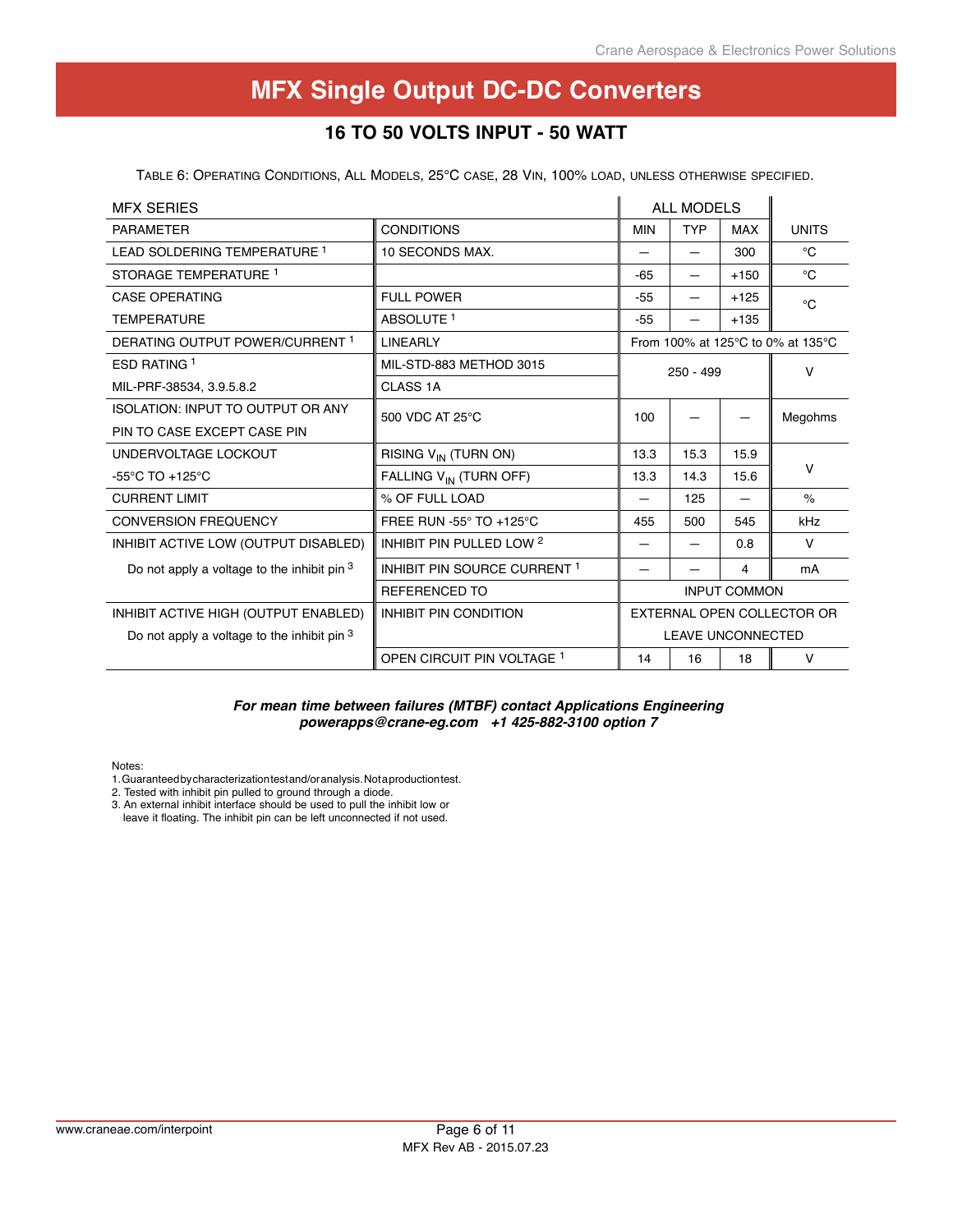# MFX Single Output DC-DC Converters

## 16 TO 50 VOLTS INPUT - 50 WATT

TABLE 6: OPERATING CONDITIONS, ALL MODELS, 25°C CASE, 28 VIN, 100% LOAD, UNLESS OTHERWISE SPECIFIED.

| MFX SERIES | | ALL MODELS | | | |
|---|---|---|---|---|---|
| PARAMETER | CONDITIONS | MIN | TYP | MAX | UNITS |
| LEAD SOLDERING TEMPERATURE [1] | 10 SECONDS MAX. | — | — | 300 | °C |
| STORAGE TEMPERATURE [1] | | -65 | — | +150 | °C |
| CASE OPERATING TEMPERATURE | FULL POWER | -55 | — | +125 | °C |
| | ABSOLUTE [1] | -55 | — | +135 | °C |
| DERATING OUTPUT POWER/CURRENT [1] | LINEARLY | From 100% at 125°C to 0% at 135°C | | | |
| ESD RATING [1] MIL-PRF-38534, 3.9.5.8.2 | MIL-STD-883 METHOD 3015 CLASS 1A | 250 - 499 | | | V |
| ISOLATION: INPUT TO OUTPUT OR ANY PIN TO CASE EXCEPT CASE PIN | 500 VDC AT 25°C | 100 | — | — | Megohms |
| UNDERVOLTAGE LOCKOUT -55°C TO +125°C | RISING $V_{IN}$ (TURN ON) | 13.3 | 15.3 | 15.9 | V |
| | FALLING $V_{IN}$ (TURN OFF) | 13.3 | 14.3 | 15.6 | V |
| CURRENT LIMIT | % OF FULL LOAD | — | 125 | — | % |
| CONVERSION FREQUENCY | FREE RUN -55° TO +125°C | 455 | 500 | 545 | kHz |
| INHIBIT ACTIVE LOW (OUTPUT DISABLED) | INHIBIT PIN PULLED LOW [2] | — | — | 0.8 | V |
| Do not apply a voltage to the inhibit pin [3] | INHIBIT PIN SOURCE CURRENT [1] | — | — | 4 | mA |
| | REFERENCED TO | INPUT COMMON | | | |
| INHIBIT ACTIVE HIGH (OUTPUT ENABLED) Do not apply a voltage to the inhibit pin [3] | INHIBIT PIN CONDITION | EXTERNAL OPEN COLLECTOR OR LEAVE UNCONNECTED | | | |
| | OPEN CIRCUIT PIN VOLTAGE [1] | 14 | 16 | 18 | V |

***For mean time between failures (MTBF) contact Applications Engineering***
***powerapps@crane-eg.com +1 425-882-3100 option 7***

Notes:
1. Guaranteed by characterization test and/or analysis. Not a production test.
2. Tested with inhibit pin pulled to ground through a diode.
3. An external inhibit interface should be used to pull the inhibit low or leave it floating. The inhibit pin can be left unconnected if not used.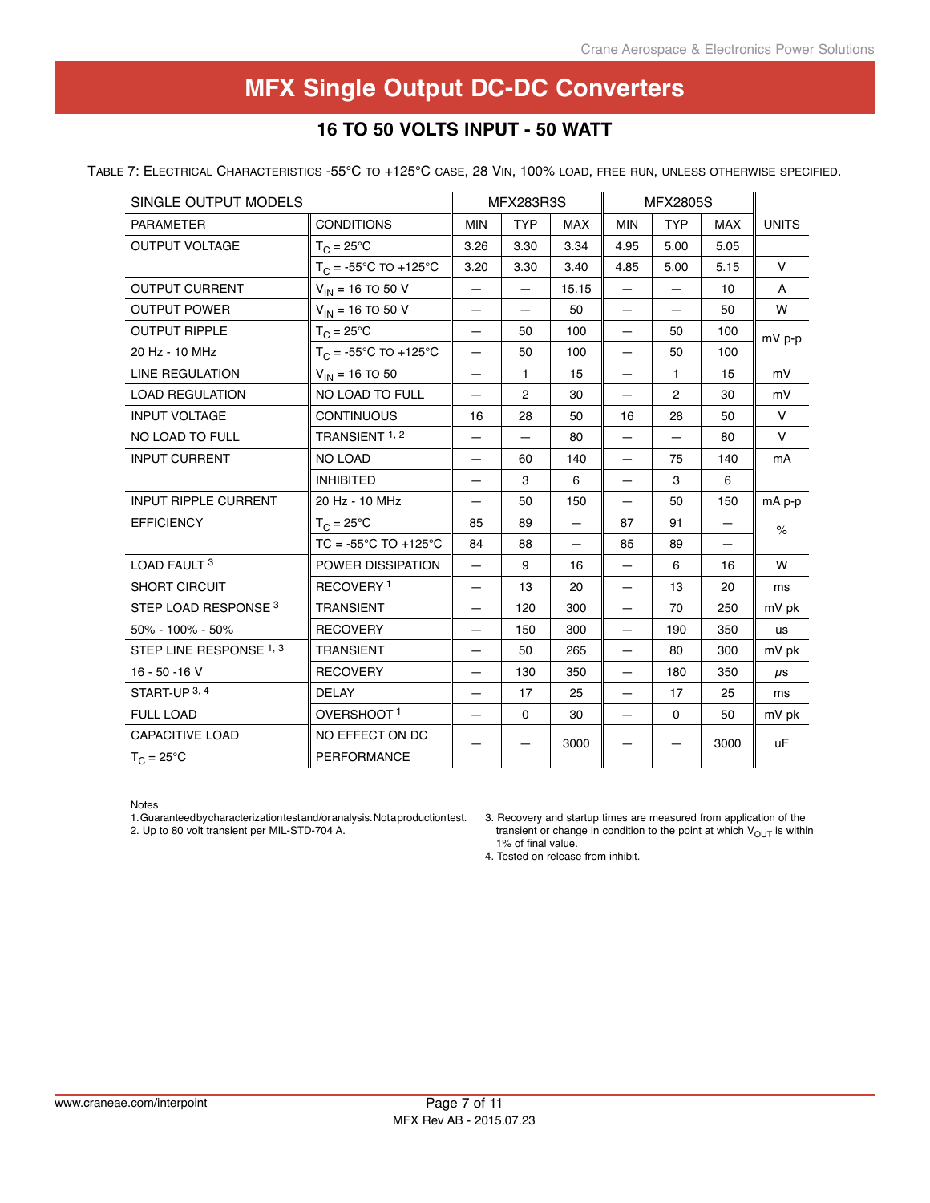# MFX Single Output DC-DC Converters

## 16 TO 50 VOLTS INPUT - 50 WATT

TABLE 7: ELECTRICAL CHARACTERISTICS -55°C TO +125°C CASE, 28 VIN, 100% LOAD, FREE RUN, UNLESS OTHERWISE SPECIFIED.

| SINGLE OUTPUT MODELS | | MFX283R3S | | | MFX2805S | | | |
|---|---|---|---|---|---|---|---|---|
| PARAMETER | CONDITIONS | MIN | TYP | MAX | MIN | TYP | MAX | UNITS |
| OUTPUT VOLTAGE | $T_C$ = 25°C | 3.26 | 3.30 | 3.34 | 4.95 | 5.00 | 5.05 | V |
| | $T_C$ = -55°C TO +125°C | 3.20 | 3.30 | 3.40 | 4.85 | 5.00 | 5.15 | V |
| OUTPUT CURRENT | $V_{IN}$ = 16 TO 50 V | — | — | 15.15 | — | — | 10 | A |
| OUTPUT POWER | $V_{IN}$ = 16 TO 50 V | — | — | 50 | — | — | 50 | W |
| OUTPUT RIPPLE | $T_C$ = 25°C | — | 50 | 100 | — | 50 | 100 | mV p-p |
| 20 Hz - 10 MHz | $T_C$ = -55°C TO +125°C | — | 50 | 100 | — | 50 | 100 | mV p-p |
| LINE REGULATION | $V_{IN}$ = 16 TO 50 | — | 1 | 15 | — | 1 | 15 | mV |
| LOAD REGULATION | NO LOAD TO FULL | — | 2 | 30 | — | 2 | 30 | mV |
| INPUT VOLTAGE | CONTINUOUS | 16 | 28 | 50 | 16 | 28 | 50 | V |
| NO LOAD TO FULL | TRANSIENT [1, 2] | — | — | 80 | — | — | 80 | V |
| INPUT CURRENT | NO LOAD | — | 60 | 140 | — | 75 | 140 | mA |
| | INHIBITED | — | 3 | 6 | — | 3 | 6 | mA |
| INPUT RIPPLE CURRENT | 20 Hz - 10 MHz | — | 50 | 150 | — | 50 | 150 | mA p-p |
| EFFICIENCY | $T_C$ = 25°C | 85 | 89 | — | 87 | 91 | — | % |
| | TC = -55°C TO +125°C | 84 | 88 | — | 85 | 89 | — | % |
| LOAD FAULT [3] | POWER DISSIPATION | — | 9 | 16 | — | 6 | 16 | W |
| SHORT CIRCUIT | RECOVERY [1] | — | 13 | 20 | — | 13 | 20 | ms |
| STEP LOAD RESPONSE [3] | TRANSIENT | — | 120 | 300 | — | 70 | 250 | mV pk |
| 50% - 100% - 50% | RECOVERY | — | 150 | 300 | — | 190 | 350 | us |
| STEP LINE RESPONSE [1, 3] | TRANSIENT | — | 50 | 265 | — | 80 | 300 | mV pk |
| 16 - 50 -16 V | RECOVERY | — | 130 | 350 | — | 180 | 350 | μs |
| START-UP [3, 4] | DELAY | — | 17 | 25 | — | 17 | 25 | ms |
| FULL LOAD | OVERSHOOT [1] | — | 0 | 30 | — | 0 | 50 | mV pk |
| CAPACITIVE LOAD $T_C$ = 25°C | NO EFFECT ON DC PERFORMANCE | — | — | 3000 | — | — | 3000 | uF |

Notes

1. Guaranteed by characterization test and/or analysis. Not a production test.
2. Up to 80 volt transient per MIL-STD-704 A.
3. Recovery and startup times are measured from application of the transient or change in condition to the point at which $V_{OUT}$ is within 1% of final value.
4. Tested on release from inhibit.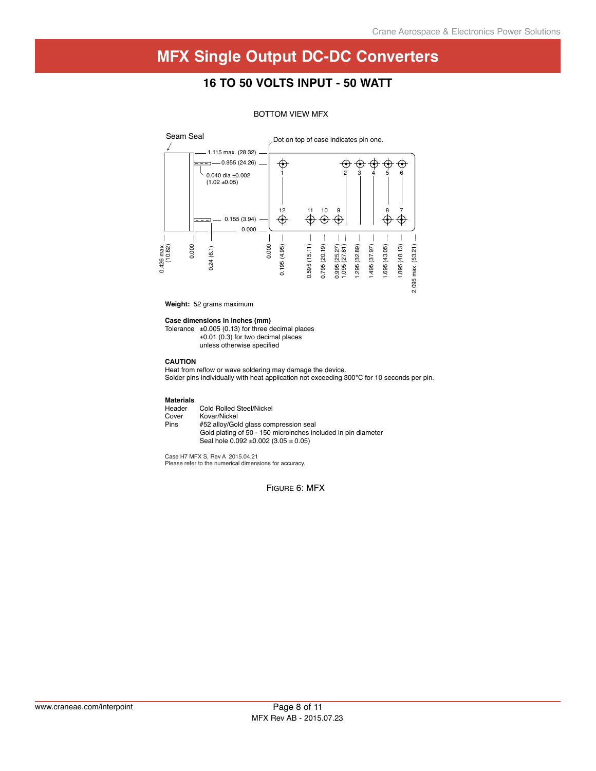# MFX Single Output DC-DC Converters

## 16 TO 50 VOLTS INPUT - 50 WATT

BOTTOM VIEW MFX

Seam Seal

Dot on top of case indicates pin one.

1.115 max. (28.32)
0.955 (24.26)
0.040 dia ±0.002 (1.02 ±0.05)
0.155 (3.94)
0.000

0.426 max. (10.82)  0.000  0.24 (6.1)

0.000  0.195 (4.95)  0.595 (15.11)  0.795 (20.19)  0.995 (25.27)  1.095 (27.81)  1.295 (32.89)  1.495 (37.97)  1.695 (43.05)  1.895 (48.13)  2.095 max. (53.21)

**Weight:** 52 grams maximum

**Case dimensions in inches (mm)**
Tolerance ±0.005 (0.13) for three decimal places
±0.01 (0.3) for two decimal places
unless otherwise specified

**CAUTION**
Heat from reflow or wave soldering may damage the device.
Solder pins individually with heat application not exceeding 300°C for 10 seconds per pin.

**Materials**

| | |
|---|---|
| Header | Cold Rolled Steel/Nickel |
| Cover | Kovar/Nickel |
| Pins | #52 alloy/Gold glass compression seal<br>Gold plating of 50 - 150 microinches included in pin diameter<br>Seal hole 0.092 ±0.002 (3.05 ± 0.05) |

Case H7 MFX S, Rev A 2015.04.21
Please refer to the numerical dimensions for accuracy.

FIGURE 6: MFX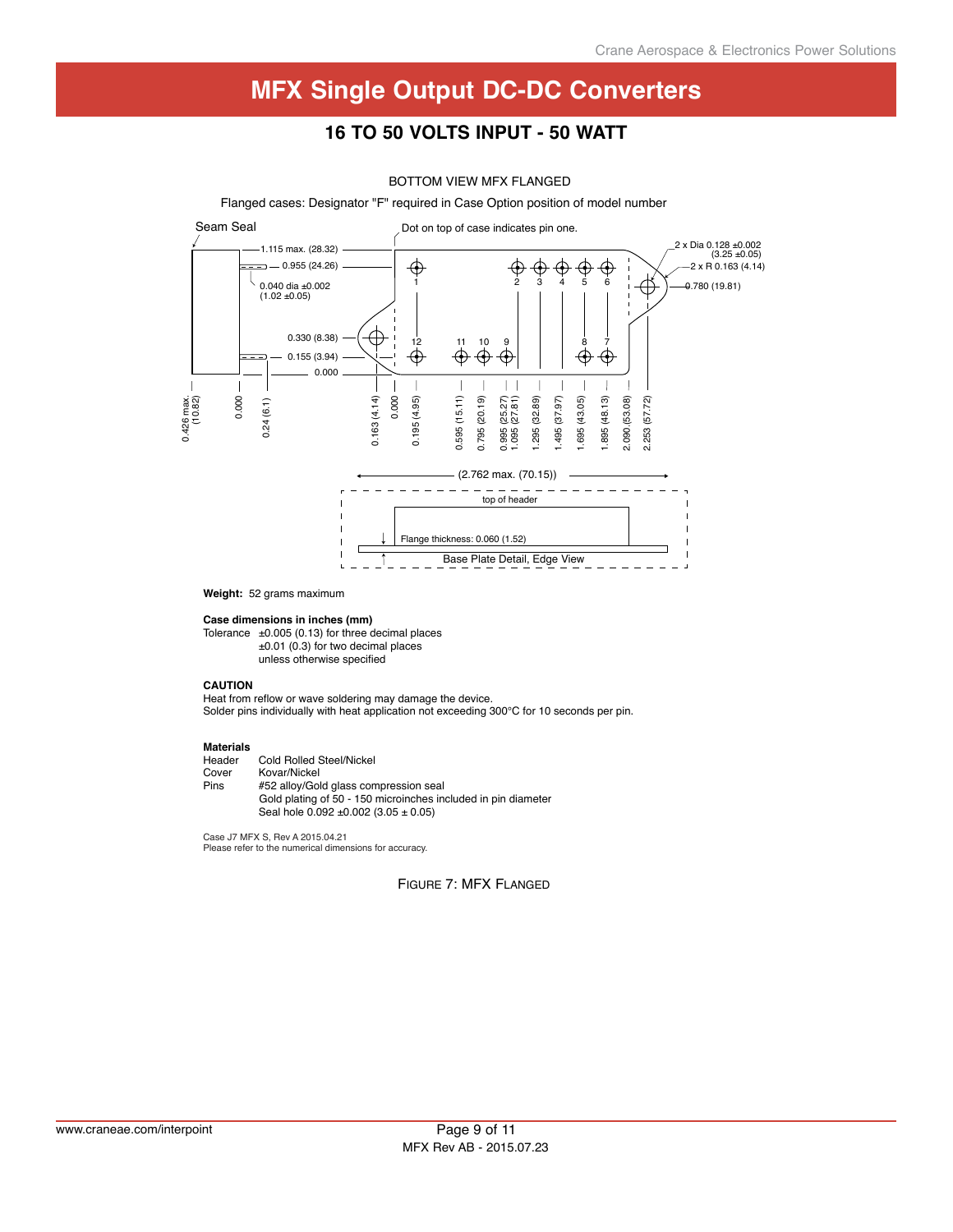# MFX Single Output DC-DC Converters

## 16 TO 50 VOLTS INPUT - 50 WATT

BOTTOM VIEW MFX FLANGED

Flanged cases: Designator "F" required in Case Option position of model number

Seam Seal

Dot on top of case indicates pin one.

1.115 max. (28.32)

0.955 (24.26)

0.040 dia ±0.002 (1.02 ±0.05)

0.330 (8.38)

0.155 (3.94)

0.000

2 x Dia 0.128 ±0.002 (3.25 ±0.05)

2 x R 0.163 (4.14)

0.780 (19.81)

0.426 max. (10.82)

0.000

0.24 (6.1)

0.163 (4.14)

0.000

0.195 (4.95)

0.595 (15.11)

0.795 (20.19)

0.995 (25.27)

1.095 (27.81)

1.295 (32.89)

1.495 (37.97)

1.695 (43.05)

1.895 (48.13)

2.090 (53.08)

2.253 (57.72)

(2.762 max. (70.15))

top of header

Flange thickness: 0.060 (1.52)

Base Plate Detail, Edge View

**Weight:** 52 grams maximum

**Case dimensions in inches (mm)**

Tolerance ±0.005 (0.13) for three decimal places
±0.01 (0.3) for two decimal places
unless otherwise specified

**CAUTION**

Heat from reflow or wave soldering may damage the device.
Solder pins individually with heat application not exceeding 300°C for 10 seconds per pin.

**Materials**

| | |
|---|---|
| Header | Cold Rolled Steel/Nickel |
| Cover | Kovar/Nickel |
| Pins | #52 alloy/Gold glass compression seal<br>Gold plating of 50 - 150 microinches included in pin diameter<br>Seal hole 0.092 ±0.002 (3.05 ± 0.05) |

Case J7 MFX S, Rev A 2015.04.21
Please refer to the numerical dimensions for accuracy.

FIGURE 7: MFX FLANGED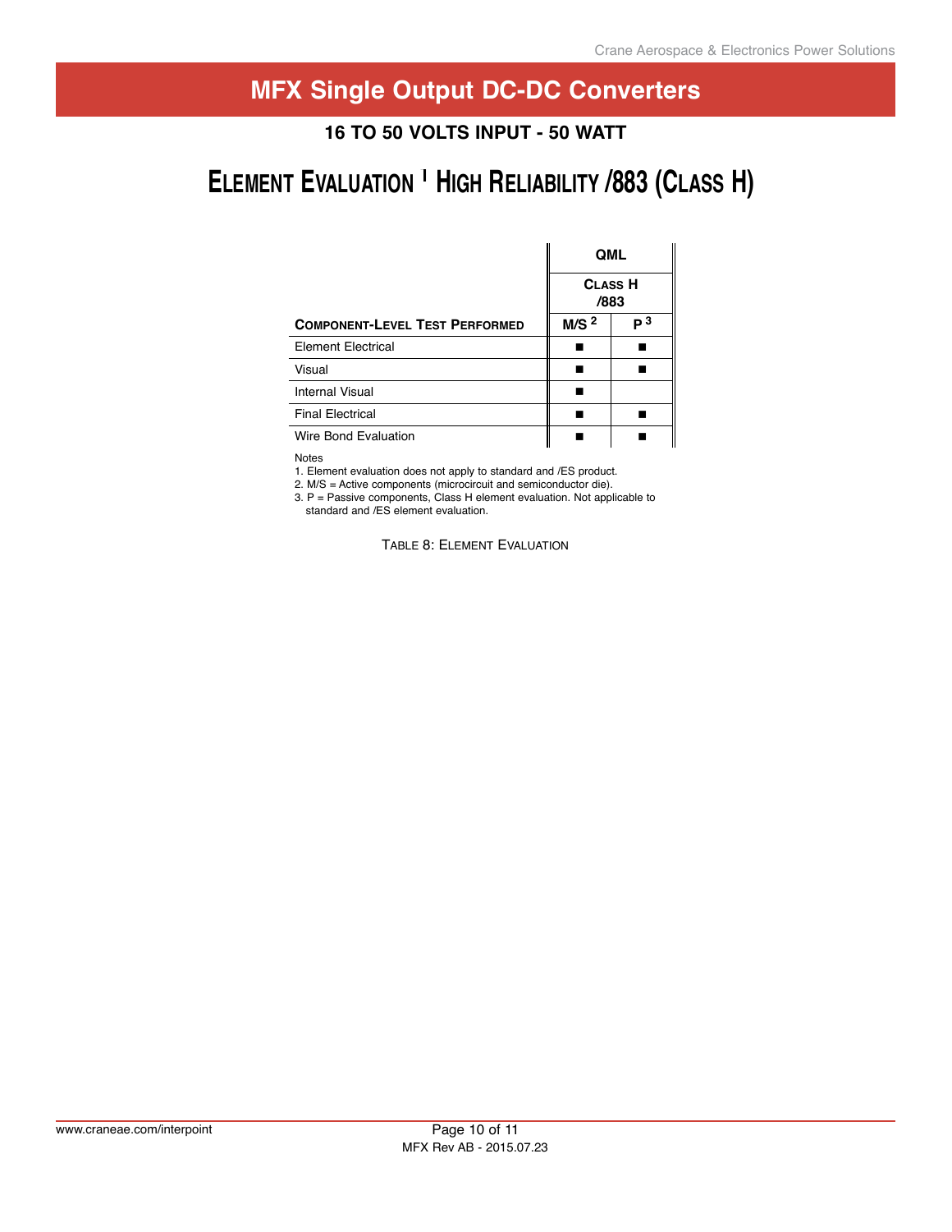# MFX Single Output DC-DC Converters

## 16 TO 50 VOLTS INPUT - 50 WATT

## Element Evaluation [1] High Reliability /883 (Class H)

| | QML | |
|---|---|---|
| | Class H /883 | |
| **Component-Level Test Performed** | **M/S [2]** | **P [3]** |
| Element Electrical | ■ | ■ |
| Visual | ■ | ■ |
| Internal Visual | ■ | |
| Final Electrical | ■ | ■ |
| Wire Bond Evaluation | ■ | ■ |

Notes
1. Element evaluation does not apply to standard and /ES product.
2. M/S = Active components (microcircuit and semiconductor die).
3. P = Passive components, Class H element evaluation. Not applicable to standard and /ES element evaluation.

Table 8: Element Evaluation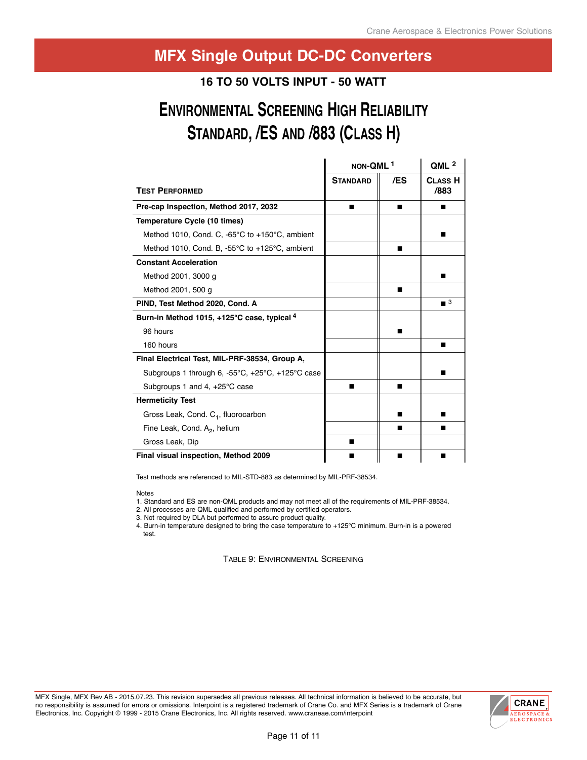// Content redacted above: output layer //
# MFX Single Output DC-DC Converters

### 16 TO 50 VOLTS INPUT - 50 WATT

## Environmental Screening High Reliability Standard, /ES and /883 (Class H)

| Test Performed | Non-QML [1] | | QML [2] |
|---|---|---|---|
| | Standard | /ES | Class H /883 |
| **Pre-cap Inspection, Method 2017, 2032** | ■ | ■ | ■ |
| **Temperature Cycle (10 times)** | | | |
| Method 1010, Cond. C, -65°C to +150°C, ambient | | | ■ |
| Method 1010, Cond. B, -55°C to +125°C, ambient | | ■ | |
| **Constant Acceleration** | | | |
| Method 2001, 3000 g | | | ■ |
| Method 2001, 500 g | | ■ | |
| **PIND, Test Method 2020, Cond. A** | | | ■ [3] |
| **Burn-in Method 1015, +125°C case, typical [4]** | | | |
| 96 hours | | ■ | |
| 160 hours | | | ■ |
| **Final Electrical Test, MIL-PRF-38534, Group A,** | | | |
| Subgroups 1 through 6, -55°C, +25°C, +125°C case | | | ■ |
| Subgroups 1 and 4, +25°C case | ■ | ■ | |
| **Hermeticity Test** | | | |
| Gross Leak, Cond. $C_1$, fluorocarbon | | ■ | ■ |
| Fine Leak, Cond. $A_2$, helium | | ■ | ■ |
| Gross Leak, Dip | ■ | | |
| **Final visual inspection, Method 2009** | ■ | ■ | ■ |

Test methods are referenced to MIL-STD-883 as determined by MIL-PRF-38534.

Notes
1. Standard and ES are non-QML products and may not meet all of the requirements of MIL-PRF-38534.
2. All processes are QML qualified and performed by certified operators.
3. Not required by DLA but performed to assure product quality.
4. Burn-in temperature designed to bring the case temperature to +125°C minimum. Burn-in is a powered test.

Table 9: Environmental Screening

MFX Single, MFX Rev AB - 2015.07.23. This revision supersedes all previous releases. All technical information is believed to be accurate, but no responsibility is assumed for errors or omissions. Interpoint is a registered trademark of Crane Co. and MFX Series is a trademark of Crane Electronics, Inc. Copyright © 1999 - 2015 Crane Electronics, Inc. All rights reserved. www.craneae.com/interpoint